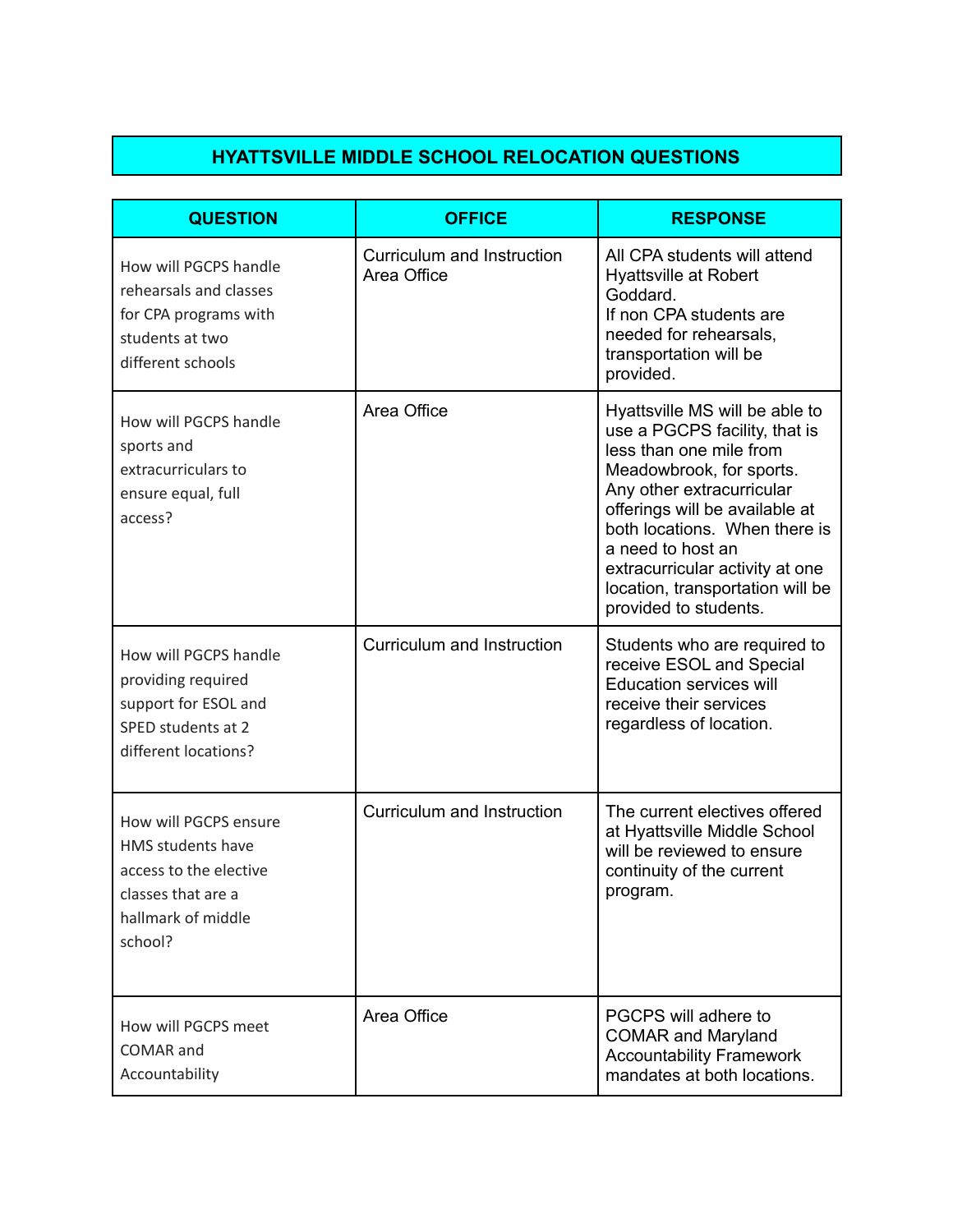# HYATTSVILLE MIDDLE SCHOOL RELOCATION QUESTIONS

| QUESTION | OFFICE | RESPONSE |
|---|---|---|
| How will PGCPS handle rehearsals and classes for CPA programs with students at two different schools | Curriculum and Instruction Area Office | All CPA students will attend Hyattsville at Robert Goddard. If non CPA students are needed for rehearsals, transportation will be provided. |
| How will PGCPS handle sports and extracurriculars to ensure equal, full access? | Area Office | Hyattsville MS will be able to use a PGCPS facility, that is less than one mile from Meadowbrook, for sports. Any other extracurricular offerings will be available at both locations. When there is a need to host an extracurricular activity at one location, transportation will be provided to students. |
| How will PGCPS handle providing required support for ESOL and SPED students at 2 different locations? | Curriculum and Instruction | Students who are required to receive ESOL and Special Education services will receive their services regardless of location. |
| How will PGCPS ensure HMS students have access to the elective classes that are a hallmark of middle school? | Curriculum and Instruction | The current electives offered at Hyattsville Middle School will be reviewed to ensure continuity of the current program. |
| How will PGCPS meet COMAR and Accountability | Area Office | PGCPS will adhere to COMAR and Maryland Accountability Framework mandates at both locations. |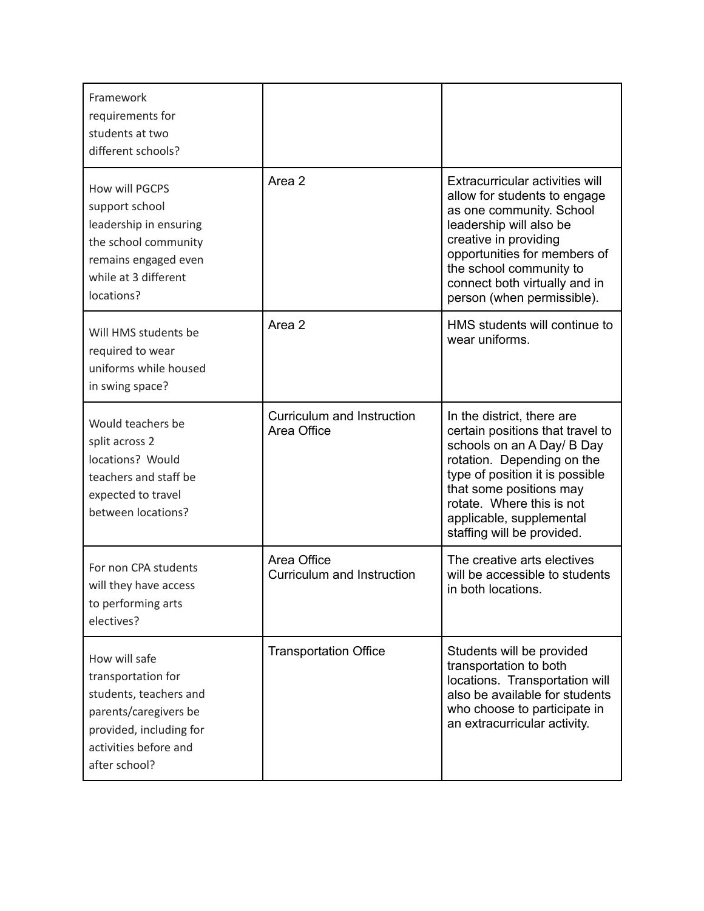| | | |
|---|---|---|
| Framework requirements for students at two different schools? | | |
| How will PGCPS support school leadership in ensuring the school community remains engaged even while at 3 different locations? | Area 2 | Extracurricular activities will allow for students to engage as one community. School leadership will also be creative in providing opportunities for members of the school community to connect both virtually and in person (when permissible). |
| Will HMS students be required to wear uniforms while housed in swing space? | Area 2 | HMS students will continue to wear uniforms. |
| Would teachers be split across 2 locations? Would teachers and staff be expected to travel between locations? | Curriculum and Instruction Area Office | In the district, there are certain positions that travel to schools on an A Day/ B Day rotation. Depending on the type of position it is possible that some positions may rotate. Where this is not applicable, supplemental staffing will be provided. |
| For non CPA students will they have access to performing arts electives? | Area Office Curriculum and Instruction | The creative arts electives will be accessible to students in both locations. |
| How will safe transportation for students, teachers and parents/caregivers be provided, including for activities before and after school? | Transportation Office | Students will be provided transportation to both locations. Transportation will also be available for students who choose to participate in an extracurricular activity. |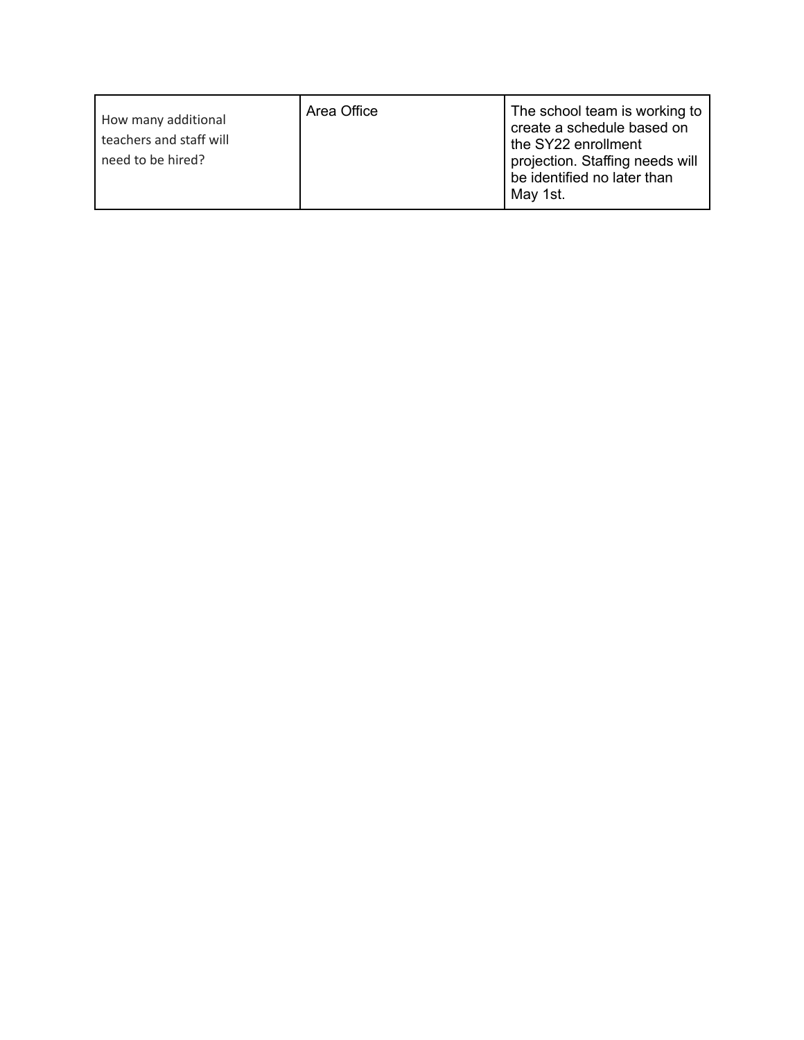| | | |
|---|---|---|
| How many additional teachers and staff will need to be hired? | Area Office | The school team is working to create a schedule based on the SY22 enrollment projection. Staffing needs will be identified no later than May 1st. |